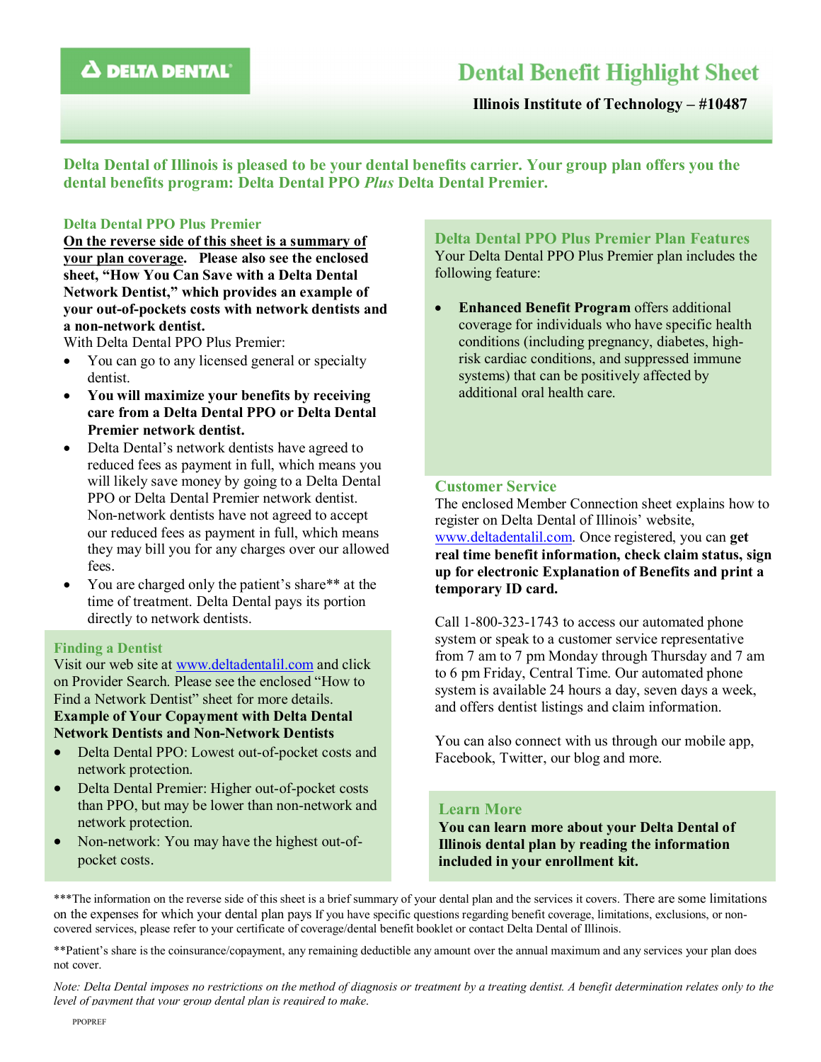DELTA DENTAL

# Dental Benefit Highlight Sheet

**Illinois Institute of Technology – #10487**

**Delta Dental of Illinois is pleased to be your dental benefits carrier. Your group plan offers you the dental benefits program: Delta Dental PPO *Plus* Delta Dental Premier.**

## Delta Dental PPO Plus Premier

**On the reverse side of this sheet is a summary of your plan coverage. Please also see the enclosed sheet, "How You Can Save with a Delta Dental Network Dentist," which provides an example of your out-of-pockets costs with network dentists and a non-network dentist.**

With Delta Dental PPO Plus Premier:

- You can go to any licensed general or specialty dentist.
- **You will maximize your benefits by receiving care from a Delta Dental PPO or Delta Dental Premier network dentist.**
- Delta Dental's network dentists have agreed to reduced fees as payment in full, which means you will likely save money by going to a Delta Dental PPO or Delta Dental Premier network dentist. Non-network dentists have not agreed to accept our reduced fees as payment in full, which means they may bill you for any charges over our allowed fees.
- You are charged only the patient's share** at the time of treatment. Delta Dental pays its portion directly to network dentists.

## Finding a Dentist

Visit our web site at www.deltadentalil.com and click on Provider Search. Please see the enclosed "How to Find a Network Dentist" sheet for more details.

**Example of Your Copayment with Delta Dental Network Dentists and Non-Network Dentists**

- Delta Dental PPO: Lowest out-of-pocket costs and network protection.
- Delta Dental Premier: Higher out-of-pocket costs than PPO, but may be lower than non-network and network protection.
- Non-network: You may have the highest out-of-pocket costs.

## Delta Dental PPO Plus Premier Plan Features

Your Delta Dental PPO Plus Premier plan includes the following feature:

- **Enhanced Benefit Program** offers additional coverage for individuals who have specific health conditions (including pregnancy, diabetes, high-risk cardiac conditions, and suppressed immune systems) that can be positively affected by additional oral health care.

## Customer Service

The enclosed Member Connection sheet explains how to register on Delta Dental of Illinois' website, www.deltadentalil.com. Once registered, you can **get real time benefit information, check claim status, sign up for electronic Explanation of Benefits and print a temporary ID card.**

Call 1-800-323-1743 to access our automated phone system or speak to a customer service representative from 7 am to 7 pm Monday through Thursday and 7 am to 6 pm Friday, Central Time. Our automated phone system is available 24 hours a day, seven days a week, and offers dentist listings and claim information.

You can also connect with us through our mobile app, Facebook, Twitter, our blog and more.

## Learn More

**You can learn more about your Delta Dental of Illinois dental plan by reading the information included in your enrollment kit.**

***The information on the reverse side of this sheet is a brief summary of your dental plan and the services it covers. There are some limitations on the expenses for which your dental plan pays If you have specific questions regarding benefit coverage, limitations, exclusions, or non-covered services, please refer to your certificate of coverage/dental benefit booklet or contact Delta Dental of Illinois.

**Patient's share is the coinsurance/copayment, any remaining deductible any amount over the annual maximum and any services your plan does not cover.

*Note: Delta Dental imposes no restrictions on the method of diagnosis or treatment by a treating dentist. A benefit determination relates only to the level of payment that your group dental plan is required to make.*

PPOPREF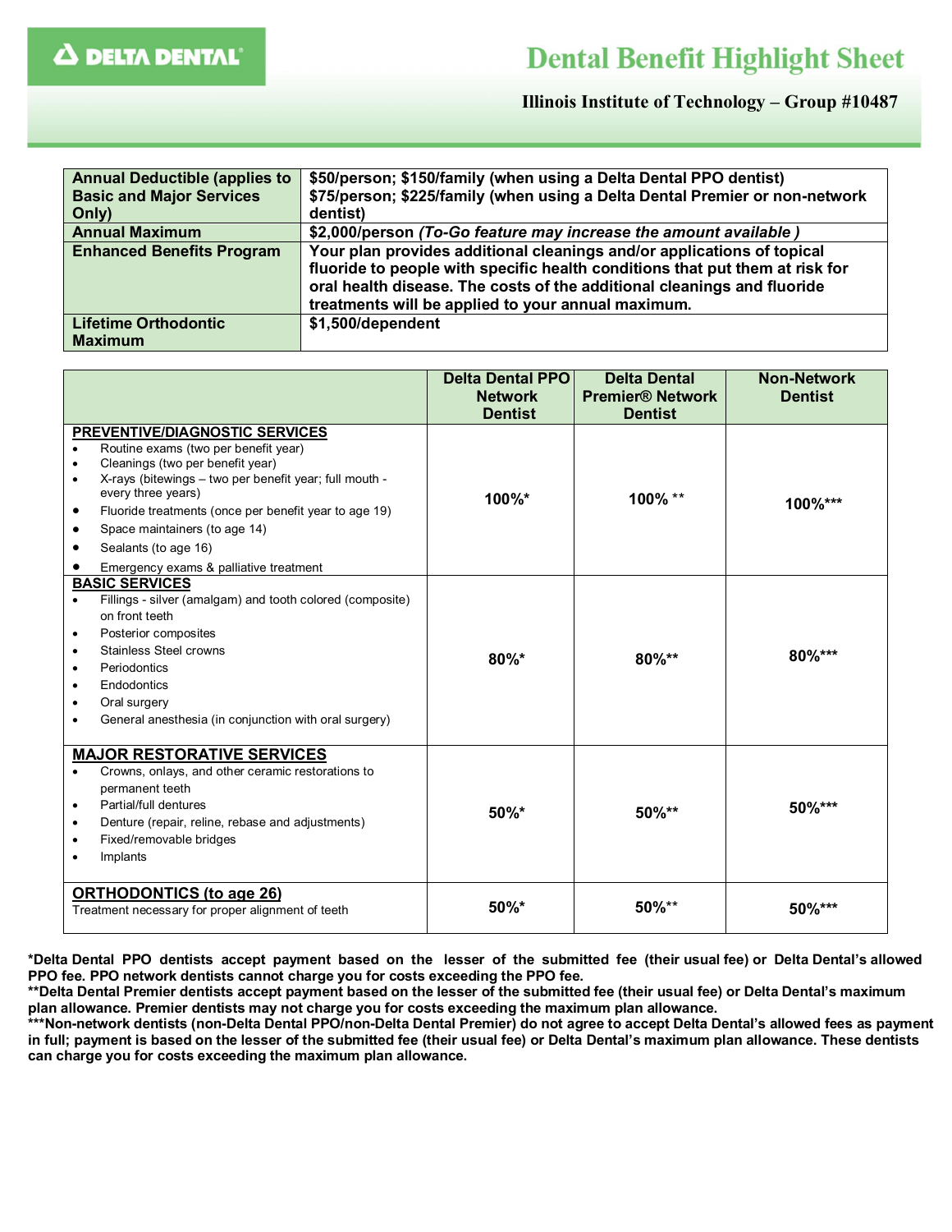# Dental Benefit Highlight Sheet

**Illinois Institute of Technology – Group #10487**

| | |
|---|---|
| **Annual Deductible (applies to Basic and Major Services Only)** | **$50/person; $150/family (when using a Delta Dental PPO dentist)**<br>**$75/person; $225/family (when using a Delta Dental Premier or non-network dentist)** |
| **Annual Maximum** | **$2,000/person** ***(To-Go feature may increase the amount available )*** |
| **Enhanced Benefits Program** | **Your plan provides additional cleanings and/or applications of topical fluoride to people with specific health conditions that put them at risk for oral health disease. The costs of the additional cleanings and fluoride treatments will be applied to your annual maximum.** |
| **Lifetime Orthodontic Maximum** | **$1,500/dependent** |

| | **Delta Dental PPO Network Dentist** | **Delta Dental Premier® Network Dentist** | **Non-Network Dentist** |
|---|---|---|---|
| **PREVENTIVE/DIAGNOSTIC SERVICES**<br>• Routine exams (two per benefit year)<br>• Cleanings (two per benefit year)<br>• X-rays (bitewings – two per benefit year; full mouth - every three years)<br>• Fluoride treatments (once per benefit year to age 19)<br>• Space maintainers (to age 14)<br>• Sealants (to age 16)<br>• Emergency exams & palliative treatment | **100%*** | **100% **** | **100%***** |
| **BASIC SERVICES**<br>• Fillings - silver (amalgam) and tooth colored (composite) on front teeth<br>• Posterior composites<br>• Stainless Steel crowns<br>• Periodontics<br>• Endodontics<br>• Oral surgery<br>• General anesthesia (in conjunction with oral surgery) | **80%*** | **80%**** | **80%***** |
| **MAJOR RESTORATIVE SERVICES**<br>• Crowns, onlays, and other ceramic restorations to permanent teeth<br>• Partial/full dentures<br>• Denture (repair, reline, rebase and adjustments)<br>• Fixed/removable bridges<br>• Implants | **50%*** | **50%**** | **50%***** |
| **ORTHODONTICS (to age 26)**<br>Treatment necessary for proper alignment of teeth | **50%*** | **50%**** | **50%***** |

**\*Delta Dental PPO dentists accept payment based on the lesser of the submitted fee (their usual fee) or Delta Dental's allowed PPO fee. PPO network dentists cannot charge you for costs exceeding the PPO fee.**

**\*\*Delta Dental Premier dentists accept payment based on the lesser of the submitted fee (their usual fee) or Delta Dental's maximum plan allowance. Premier dentists may not charge you for costs exceeding the maximum plan allowance.**

**\*\*\*Non-network dentists (non-Delta Dental PPO/non-Delta Dental Premier) do not agree to accept Delta Dental's allowed fees as payment in full; payment is based on the lesser of the submitted fee (their usual fee) or Delta Dental's maximum plan allowance. These dentists can charge you for costs exceeding the maximum plan allowance.**